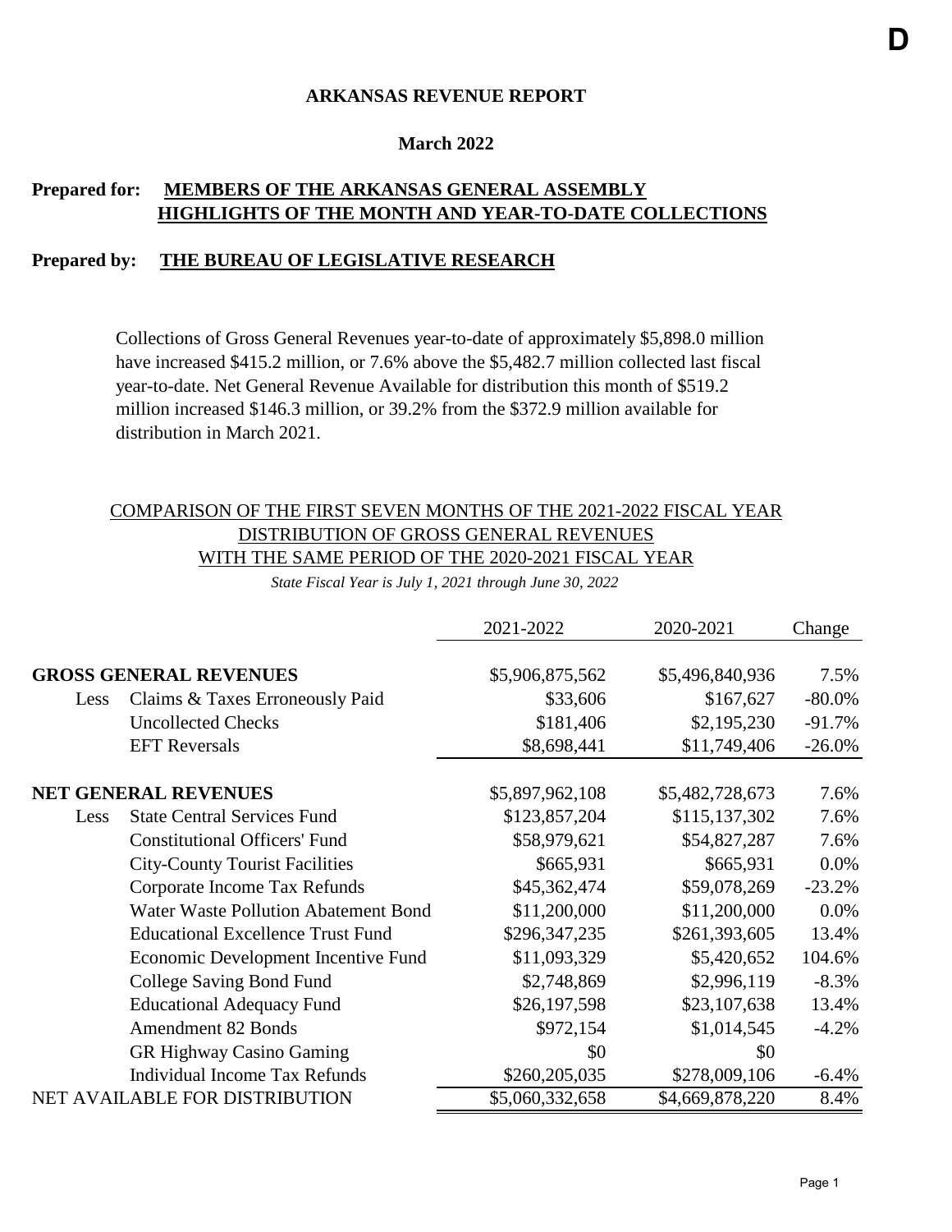D

# ARKANSAS REVENUE REPORT

## March 2022

**Prepared for:** **MEMBERS OF THE ARKANSAS GENERAL ASSEMBLY**
**HIGHLIGHTS OF THE MONTH AND YEAR-TO-DATE COLLECTIONS**

**Prepared by:** **THE BUREAU OF LEGISLATIVE RESEARCH**

Collections of Gross General Revenues year-to-date of approximately $5,898.0 million have increased $415.2 million, or 7.6% above the $5,482.7 million collected last fiscal year-to-date. Net General Revenue Available for distribution this month of $519.2 million increased $146.3 million, or 39.2% from the $372.9 million available for distribution in March 2021.

COMPARISON OF THE FIRST SEVEN MONTHS OF THE 2021-2022 FISCAL YEAR
DISTRIBUTION OF GROSS GENERAL REVENUES
WITH THE SAME PERIOD OF THE 2020-2021 FISCAL YEAR

*State Fiscal Year is July 1, 2021 through June 30, 2022*

| | | 2021-2022 | 2020-2021 | Change |
|---|---|---|---|---|
| **GROSS GENERAL REVENUES** | | $5,906,875,562 | $5,496,840,936 | 7.5% |
| Less | Claims & Taxes Erroneously Paid | $33,606 | $167,627 | -80.0% |
| | Uncollected Checks | $181,406 | $2,195,230 | -91.7% |
| | EFT Reversals | $8,698,441 | $11,749,406 | -26.0% |
| **NET GENERAL REVENUES** | | $5,897,962,108 | $5,482,728,673 | 7.6% |
| Less | State Central Services Fund | $123,857,204 | $115,137,302 | 7.6% |
| | Constitutional Officers' Fund | $58,979,621 | $54,827,287 | 7.6% |
| | City-County Tourist Facilities | $665,931 | $665,931 | 0.0% |
| | Corporate Income Tax Refunds | $45,362,474 | $59,078,269 | -23.2% |
| | Water Waste Pollution Abatement Bond | $11,200,000 | $11,200,000 | 0.0% |
| | Educational Excellence Trust Fund | $296,347,235 | $261,393,605 | 13.4% |
| | Economic Development Incentive Fund | $11,093,329 | $5,420,652 | 104.6% |
| | College Saving Bond Fund | $2,748,869 | $2,996,119 | -8.3% |
| | Educational Adequacy Fund | $26,197,598 | $23,107,638 | 13.4% |
| | Amendment 82 Bonds | $972,154 | $1,014,545 | -4.2% |
| | GR Highway Casino Gaming | $0 | $0 | |
| | Individual Income Tax Refunds | $260,205,035 | $278,009,106 | -6.4% |
| NET AVAILABLE FOR DISTRIBUTION | | $5,060,332,658 | $4,669,878,220 | 8.4% |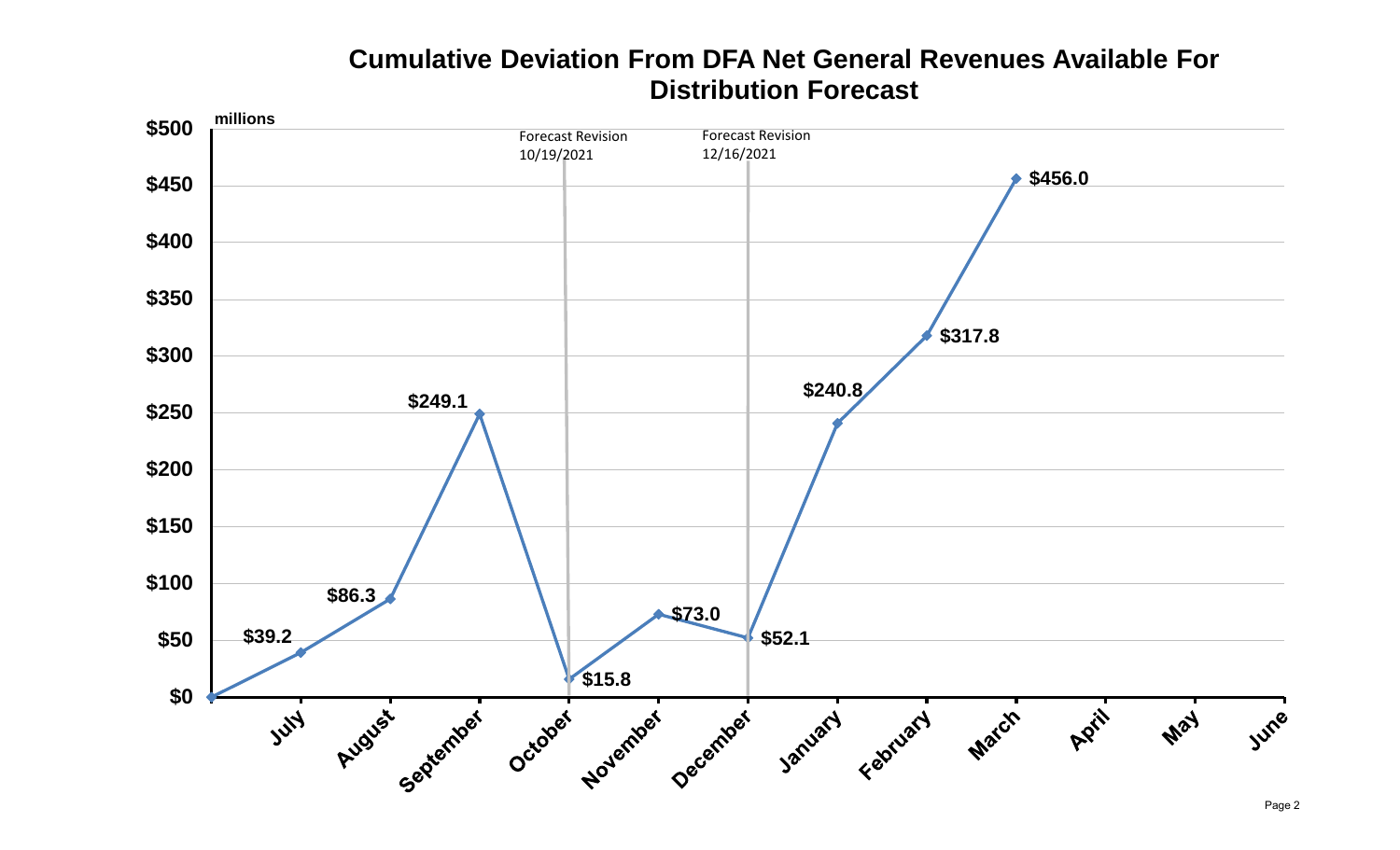## Cumulative Deviation From DFA Net General Revenues Available For Distribution Forecast

millions

Forecast Revision 10/19/2021

Forecast Revision 12/16/2021

| Month | Cumulative Deviation (millions) |
| --- | --- |
| July | $39.2 |
| August | $86.3 |
| September | $249.1 |
| October | $15.8 |
| November | $73.0 |
| December | $52.1 |
| January | $240.8 |
| February | $317.8 |
| March | $456.0 |
| April | |
| May | |
| June | |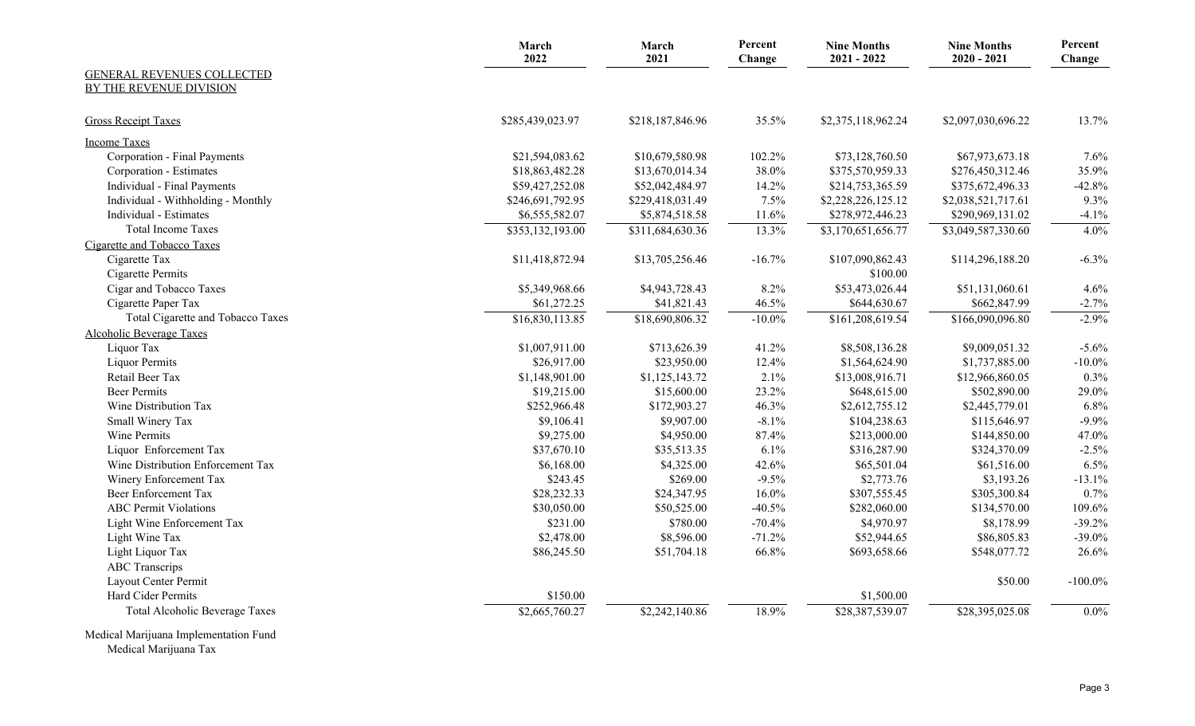| GENERAL REVENUES COLLECTED BY THE REVENUE DIVISION | March 2022 | March 2021 | Percent Change | Nine Months 2021 - 2022 | Nine Months 2020 - 2021 | Percent Change |
|---|---|---|---|---|---|---|
| Gross Receipt Taxes | $285,439,023.97 | $218,187,846.96 | 35.5% | $2,375,118,962.24 | $2,097,030,696.22 | 13.7% |
| **Income Taxes** | | | | | | |
| Corporation - Final Payments | $21,594,083.62 | $10,679,580.98 | 102.2% | $73,128,760.50 | $67,973,673.18 | 7.6% |
| Corporation - Estimates | $18,863,482.28 | $13,670,014.34 | 38.0% | $375,570,959.33 | $276,450,312.46 | 35.9% |
| Individual - Final Payments | $59,427,252.08 | $52,042,484.97 | 14.2% | $214,753,365.59 | $375,672,496.33 | -42.8% |
| Individual - Withholding - Monthly | $246,691,792.95 | $229,418,031.49 | 7.5% | $2,228,226,125.12 | $2,038,521,717.61 | 9.3% |
| Individual - Estimates | $6,555,582.07 | $5,874,518.58 | 11.6% | $278,972,446.23 | $290,969,131.02 | -4.1% |
| Total Income Taxes | $353,132,193.00 | $311,684,630.36 | 13.3% | $3,170,651,656.77 | $3,049,587,330.60 | 4.0% |
| **Cigarette and Tobacco Taxes** | | | | | | |
| Cigarette Tax | $11,418,872.94 | $13,705,256.46 | -16.7% | $107,090,862.43 | $114,296,188.20 | -6.3% |
| Cigarette Permits | | | | $100.00 | | |
| Cigar and Tobacco Taxes | $5,349,968.66 | $4,943,728.43 | 8.2% | $53,473,026.44 | $51,131,060.61 | 4.6% |
| Cigarette Paper Tax | $61,272.25 | $41,821.43 | 46.5% | $644,630.67 | $662,847.99 | -2.7% |
| Total Cigarette and Tobacco Taxes | $16,830,113.85 | $18,690,806.32 | -10.0% | $161,208,619.54 | $166,090,096.80 | -2.9% |
| **Alcoholic Beverage Taxes** | | | | | | |
| Liquor Tax | $1,007,911.00 | $713,626.39 | 41.2% | $8,508,136.28 | $9,009,051.32 | -5.6% |
| Liquor Permits | $26,917.00 | $23,950.00 | 12.4% | $1,564,624.90 | $1,737,885.00 | -10.0% |
| Retail Beer Tax | $1,148,901.00 | $1,125,143.72 | 2.1% | $13,008,916.71 | $12,966,860.05 | 0.3% |
| Beer Permits | $19,215.00 | $15,600.00 | 23.2% | $648,615.00 | $502,890.00 | 29.0% |
| Wine Distribution Tax | $252,966.48 | $172,903.27 | 46.3% | $2,612,755.12 | $2,445,779.01 | 6.8% |
| Small Winery Tax | $9,106.41 | $9,907.00 | -8.1% | $104,238.63 | $115,646.97 | -9.9% |
| Wine Permits | $9,275.00 | $4,950.00 | 87.4% | $213,000.00 | $144,850.00 | 47.0% |
| Liquor Enforcement Tax | $37,670.10 | $35,513.35 | 6.1% | $316,287.90 | $324,370.09 | -2.5% |
| Wine Distribution Enforcement Tax | $6,168.00 | $4,325.00 | 42.6% | $65,501.04 | $61,516.00 | 6.5% |
| Winery Enforcement Tax | $243.45 | $269.00 | -9.5% | $2,773.76 | $3,193.26 | -13.1% |
| Beer Enforcement Tax | $28,232.33 | $24,347.95 | 16.0% | $307,555.45 | $305,300.84 | 0.7% |
| ABC Permit Violations | $30,050.00 | $50,525.00 | -40.5% | $282,060.00 | $134,570.00 | 109.6% |
| Light Wine Enforcement Tax | $231.00 | $780.00 | -70.4% | $4,970.97 | $8,178.99 | -39.2% |
| Light Wine Tax | $2,478.00 | $8,596.00 | -71.2% | $52,944.65 | $86,805.83 | -39.0% |
| Light Liquor Tax | $86,245.50 | $51,704.18 | 66.8% | $693,658.66 | $548,077.72 | 26.6% |
| ABC Transcrips | | | | | | |
| Layout Center Permit | | | | | $50.00 | -100.0% |
| Hard Cider Permits | $150.00 | | | $1,500.00 | | |
| Total Alcoholic Beverage Taxes | $2,665,760.27 | $2,242,140.86 | 18.9% | $28,387,539.07 | $28,395,025.08 | 0.0% |
| **Medical Marijuana Implementation Fund** | | | | | | |
| Medical Marijuana Tax | | | | | | |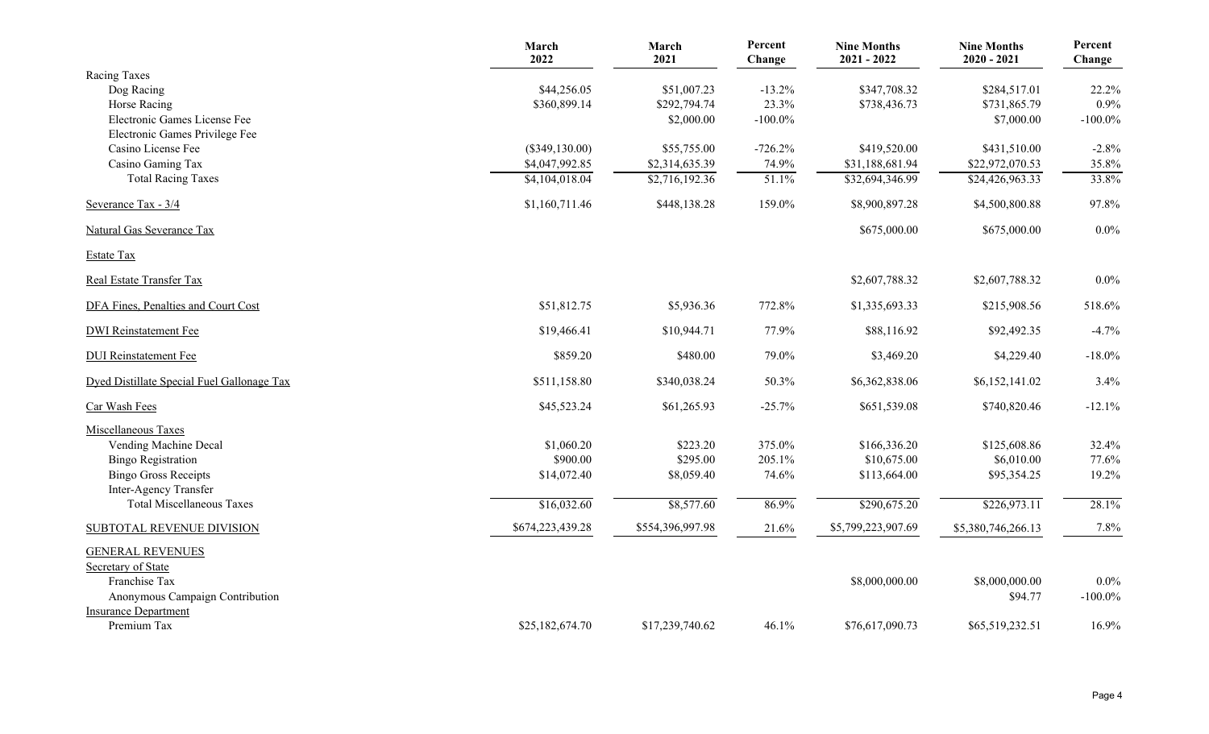| | March 2022 | March 2021 | Percent Change | Nine Months 2021 - 2022 | Nine Months 2020 - 2021 | Percent Change |
|---|---|---|---|---|---|---|
| Racing Taxes | | | | | | |
| Dog Racing | $44,256.05 | $51,007.23 | -13.2% | $347,708.32 | $284,517.01 | 22.2% |
| Horse Racing | $360,899.14 | $292,794.74 | 23.3% | $738,436.73 | $731,865.79 | 0.9% |
| Electronic Games License Fee | | $2,000.00 | -100.0% | | $7,000.00 | -100.0% |
| Electronic Games Privilege Fee | | | | | | |
| Casino License Fee | ($349,130.00) | $55,755.00 | -726.2% | $419,520.00 | $431,510.00 | -2.8% |
| Casino Gaming Tax | $4,047,992.85 | $2,314,635.39 | 74.9% | $31,188,681.94 | $22,972,070.53 | 35.8% |
| Total Racing Taxes | $4,104,018.04 | $2,716,192.36 | 51.1% | $32,694,346.99 | $24,426,963.33 | 33.8% |
| Severance Tax - 3/4 | $1,160,711.46 | $448,138.28 | 159.0% | $8,900,897.28 | $4,500,800.88 | 97.8% |
| Natural Gas Severance Tax | | | | $675,000.00 | $675,000.00 | 0.0% |
| Estate Tax | | | | | | |
| Real Estate Transfer Tax | | | | $2,607,788.32 | $2,607,788.32 | 0.0% |
| DFA Fines, Penalties and Court Cost | $51,812.75 | $5,936.36 | 772.8% | $1,335,693.33 | $215,908.56 | 518.6% |
| DWI Reinstatement Fee | $19,466.41 | $10,944.71 | 77.9% | $88,116.92 | $92,492.35 | -4.7% |
| DUI Reinstatement Fee | $859.20 | $480.00 | 79.0% | $3,469.20 | $4,229.40 | -18.0% |
| Dyed Distillate Special Fuel Gallonage Tax | $511,158.80 | $340,038.24 | 50.3% | $6,362,838.06 | $6,152,141.02 | 3.4% |
| Car Wash Fees | $45,523.24 | $61,265.93 | -25.7% | $651,539.08 | $740,820.46 | -12.1% |
| Miscellaneous Taxes | | | | | | |
| Vending Machine Decal | $1,060.20 | $223.20 | 375.0% | $166,336.20 | $125,608.86 | 32.4% |
| Bingo Registration | $900.00 | $295.00 | 205.1% | $10,675.00 | $6,010.00 | 77.6% |
| Bingo Gross Receipts | $14,072.40 | $8,059.40 | 74.6% | $113,664.00 | $95,354.25 | 19.2% |
| Inter-Agency Transfer | | | | | | |
| Total Miscellaneous Taxes | $16,032.60 | $8,577.60 | 86.9% | $290,675.20 | $226,973.11 | 28.1% |
| SUBTOTAL REVENUE DIVISION | $674,223,439.28 | $554,396,997.98 | 21.6% | $5,799,223,907.69 | $5,380,746,266.13 | 7.8% |
| GENERAL REVENUES | | | | | | |
| Secretary of State | | | | | | |
| Franchise Tax | | | | $8,000,000.00 | $8,000,000.00 | 0.0% |
| Anonymous Campaign Contribution | | | | | $94.77 | -100.0% |
| Insurance Department | | | | | | |
| Premium Tax | $25,182,674.70 | $17,239,740.62 | 46.1% | $76,617,090.73 | $65,519,232.51 | 16.9% |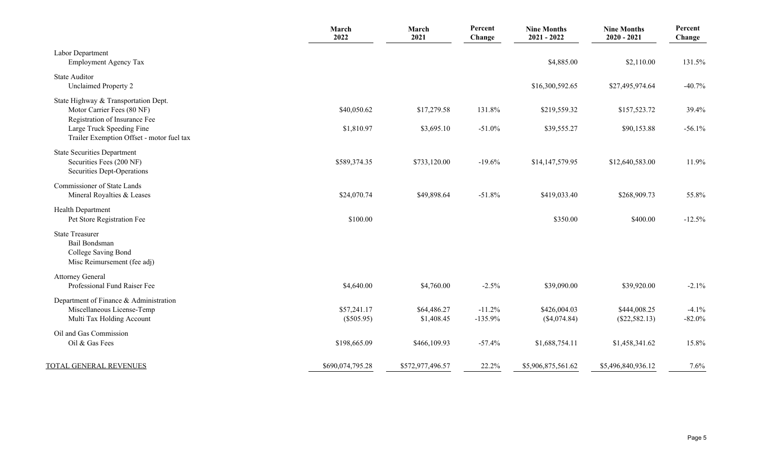| | March 2022 | March 2021 | Percent Change | Nine Months 2021 - 2022 | Nine Months 2020 - 2021 | Percent Change |
|---|---|---|---|---|---|---|
| Labor Department | | | | | | |
| Employment Agency Tax | | | | $4,885.00 | $2,110.00 | 131.5% |
| State Auditor | | | | | | |
| Unclaimed Property 2 | | | | $16,300,592.65 | $27,495,974.64 | -40.7% |
| State Highway & Transportation Dept. | | | | | | |
| Motor Carrier Fees (80 NF) | $40,050.62 | $17,279.58 | 131.8% | $219,559.32 | $157,523.72 | 39.4% |
| Registration of Insurance Fee | | | | | | |
| Large Truck Speeding Fine | $1,810.97 | $3,695.10 | -51.0% | $39,555.27 | $90,153.88 | -56.1% |
| Trailer Exemption Offset - motor fuel tax | | | | | | |
| State Securities Department | | | | | | |
| Securities Fees (200 NF) | $589,374.35 | $733,120.00 | -19.6% | $14,147,579.95 | $12,640,583.00 | 11.9% |
| Securities Dept-Operations | | | | | | |
| Commissioner of State Lands | | | | | | |
| Mineral Royalties & Leases | $24,070.74 | $49,898.64 | -51.8% | $419,033.40 | $268,909.73 | 55.8% |
| Health Department | | | | | | |
| Pet Store Registration Fee | $100.00 | | | $350.00 | $400.00 | -12.5% |
| State Treasurer | | | | | | |
| Bail Bondsman | | | | | | |
| College Saving Bond | | | | | | |
| Misc Reimursement (fee adj) | | | | | | |
| Attorney General | | | | | | |
| Professional Fund Raiser Fee | $4,640.00 | $4,760.00 | -2.5% | $39,090.00 | $39,920.00 | -2.1% |
| Department of Finance & Administration | | | | | | |
| Miscellaneous License-Temp | $57,241.17 | $64,486.27 | -11.2% | $426,004.03 | $444,008.25 | -4.1% |
| Multi Tax Holding Account | ($505.95) | $1,408.45 | -135.9% | ($4,074.84) | ($22,582.13) | -82.0% |
| Oil and Gas Commission | | | | | | |
| Oil & Gas Fees | $198,665.09 | $466,109.93 | -57.4% | $1,688,754.11 | $1,458,341.62 | 15.8% |
| TOTAL GENERAL REVENUES | $690,074,795.28 | $572,977,496.57 | 22.2% | $5,906,875,561.62 | $5,496,840,936.12 | 7.6% |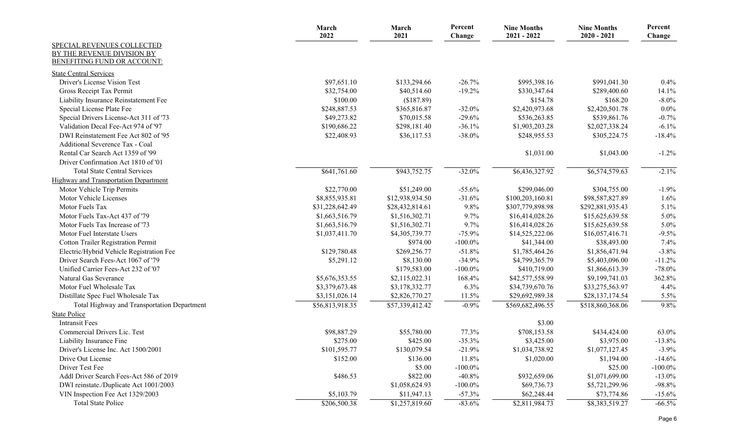| | March 2022 | March 2021 | Percent Change | Nine Months 2021 - 2022 | Nine Months 2020 - 2021 | Percent Change |
|---|---|---|---|---|---|---|
| SPECIAL REVENUES COLLECTED BY THE REVENUE DIVISION BY BENEFITING FUND OR ACCOUNT: | | | | | | |
| State Central Services | | | | | | |
| Driver's License Vision Test | $97,651.10 | $133,294.66 | -26.7% | $995,398.16 | $991,041.30 | 0.4% |
| Gross Receipt Tax Permit | $32,754.00 | $40,514.60 | -19.2% | $330,347.64 | $289,400.60 | 14.1% |
| Liability Insurance Reinstatement Fee | $100.00 | ($187.89) | | $154.78 | $168.20 | -8.0% |
| Special License Plate Fee | $248,887.53 | $365,816.87 | -32.0% | $2,420,973.68 | $2,420,501.78 | 0.0% |
| Special Drivers License-Act 311 of '73 | $49,273.82 | $70,015.58 | -29.6% | $536,263.85 | $539,861.76 | -0.7% |
| Validation Decal Fee-Act 974 of '97 | $190,686.22 | $298,181.40 | -36.1% | $1,903,203.28 | $2,027,338.24 | -6.1% |
| DWI Reinstatement Fee Act 802 of '95 | $22,408.93 | $36,117.53 | -38.0% | $248,955.53 | $305,224.75 | -18.4% |
| Additional Severence Tax - Coal | | | | | | |
| Rental Car Search Act 1359 of '99 | | | | $1,031.00 | $1,043.00 | -1.2% |
| Driver Confirmation Act 1810 of '01 | | | | | | |
| Total State Central Services | $641,761.60 | $943,752.75 | -32.0% | $6,436,327.92 | $6,574,579.63 | -2.1% |
| Highway and Transportation Department | | | | | | |
| Motor Vehicle Trip Permits | $22,770.00 | $51,249.00 | -55.6% | $299,046.00 | $304,755.00 | -1.9% |
| Motor Vehicle Licenses | $8,855,935.81 | $12,938,934.50 | -31.6% | $100,203,160.81 | $98,587,827.89 | 1.6% |
| Motor Fuels Tax | $31,228,642.49 | $28,432,814.61 | 9.8% | $307,779,898.98 | $292,881,935.43 | 5.1% |
| Motor Fuels Tax-Act 437 of '79 | $1,663,516.79 | $1,516,302.71 | 9.7% | $16,414,028.26 | $15,625,639.58 | 5.0% |
| Motor Fuels Tax Increase of '73 | $1,663,516.79 | $1,516,302.71 | 9.7% | $16,414,028.26 | $15,625,639.58 | 5.0% |
| Motor Fuel Interstate Users | $1,037,411.70 | $4,305,739.77 | -75.9% | $14,525,222.06 | $16,057,416.71 | -9.5% |
| Cotton Trailer Registration Permit | | $974.00 | -100.0% | $41,344.00 | $38,493.00 | 7.4% |
| Electric/Hybrid Vehicle Registration Fee | $129,780.48 | $269,256.77 | -51.8% | $1,785,464.26 | $1,856,471.94 | -3.8% |
| Driver Search Fees-Act 1067 of '79 | $5,291.12 | $8,130.00 | -34.9% | $4,799,365.79 | $5,403,096.00 | -11.2% |
| Unified Carrier Fees-Act 232 of '07 | | $179,583.00 | -100.0% | $410,719.00 | $1,866,613.39 | -78.0% |
| Natural Gas Severance | $5,676,353.55 | $2,115,022.31 | 168.4% | $42,577,558.99 | $9,199,741.03 | 362.8% |
| Motor Fuel Wholesale Tax | $3,379,673.48 | $3,178,332.77 | 6.3% | $34,739,670.76 | $33,275,563.97 | 4.4% |
| Distillate Spec Fuel Wholesale Tax | $3,151,026.14 | $2,826,770.27 | 11.5% | $29,692,989.38 | $28,137,174.54 | 5.5% |
| Total Highway and Transportation Department | $56,813,918.35 | $57,339,412.42 | -0.9% | $569,682,496.55 | $518,860,368.06 | 9.8% |
| State Police | | | | | | |
| Intransit Fees | | | | $3.00 | | |
| Commercial Drivers Lic. Test | $98,887.29 | $55,780.00 | 77.3% | $708,153.58 | $434,424.00 | 63.0% |
| Liability Insurance Fine | $275.00 | $425.00 | -35.3% | $3,425.00 | $3,975.00 | -13.8% |
| Driver's License Inc. Act 1500/2001 | $101,595.77 | $130,079.54 | -21.9% | $1,034,738.92 | $1,077,127.45 | -3.9% |
| Drive Out License | $152.00 | $136.00 | 11.8% | $1,020.00 | $1,194.00 | -14.6% |
| Driver Test Fee | | $5.00 | -100.0% | | $25.00 | -100.0% |
| Addl Driver Search Fees-Act 586 of 2019 | $486.53 | $822.00 | -40.8% | $932,659.06 | $1,071,699.00 | -13.0% |
| DWI reinstate./Duplicate Act 1001/2003 | | $1,058,624.93 | -100.0% | $69,736.73 | $5,721,299.96 | -98.8% |
| VIN Inspection Fee Act 1329/2003 | $5,103.79 | $11,947.13 | -57.3% | $62,248.44 | $73,774.86 | -15.6% |
| Total State Police | $206,500.38 | $1,257,819.60 | -83.6% | $2,811,984.73 | $8,383,519.27 | -66.5% |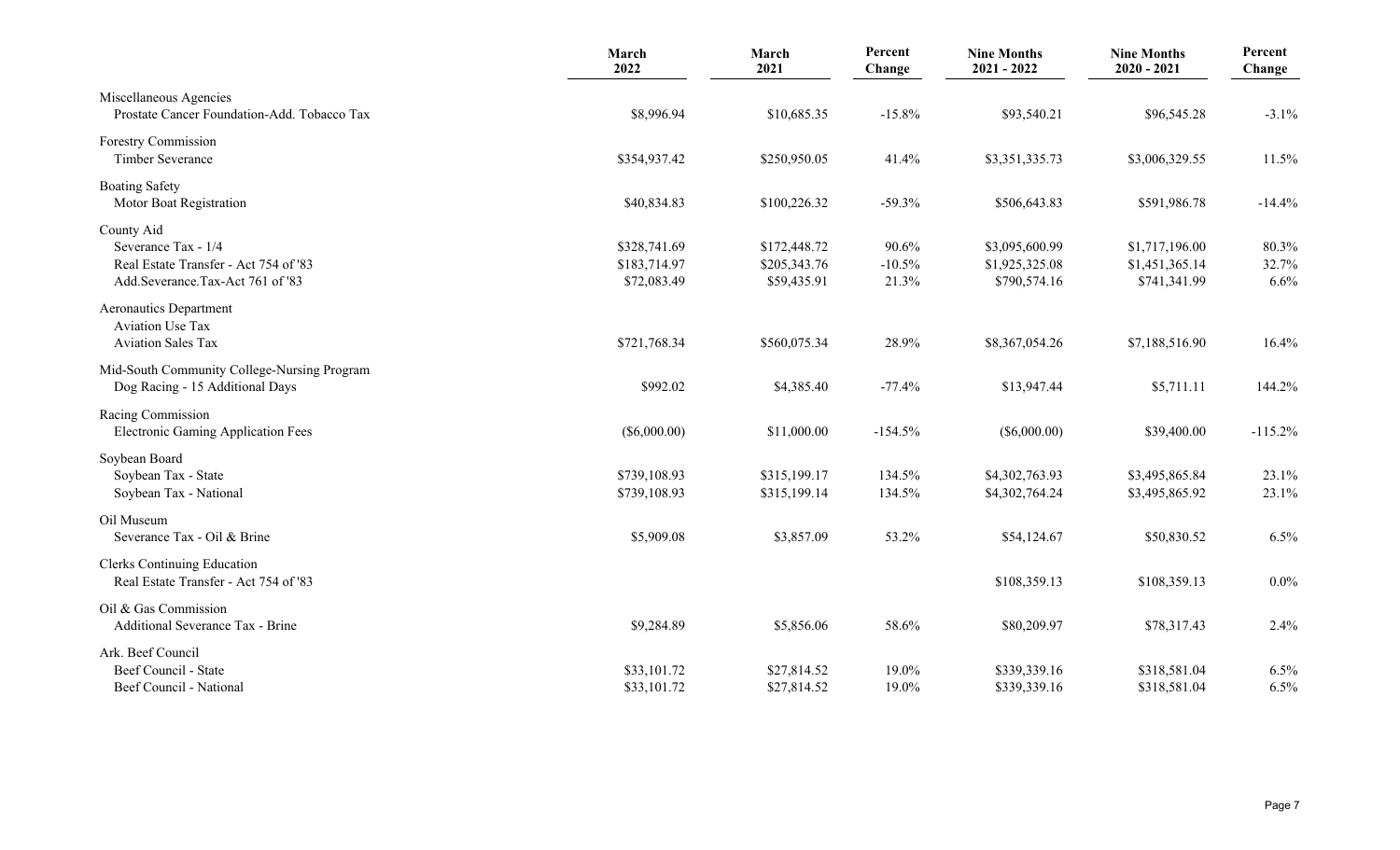| | March 2022 | March 2021 | Percent Change | Nine Months 2021 - 2022 | Nine Months 2020 - 2021 | Percent Change |
|---|---|---|---|---|---|---|
| Miscellaneous Agencies | | | | | | |
| Prostate Cancer Foundation-Add. Tobacco Tax | $8,996.94 | $10,685.35 | -15.8% | $93,540.21 | $96,545.28 | -3.1% |
| Forestry Commission | | | | | | |
| Timber Severance | $354,937.42 | $250,950.05 | 41.4% | $3,351,335.73 | $3,006,329.55 | 11.5% |
| Boating Safety | | | | | | |
| Motor Boat Registration | $40,834.83 | $100,226.32 | -59.3% | $506,643.83 | $591,986.78 | -14.4% |
| County Aid | | | | | | |
| Severance Tax - 1/4 | $328,741.69 | $172,448.72 | 90.6% | $3,095,600.99 | $1,717,196.00 | 80.3% |
| Real Estate Transfer - Act 754 of '83 | $183,714.97 | $205,343.76 | -10.5% | $1,925,325.08 | $1,451,365.14 | 32.7% |
| Add.Severance.Tax-Act 761 of '83 | $72,083.49 | $59,435.91 | 21.3% | $790,574.16 | $741,341.99 | 6.6% |
| Aeronautics Department | | | | | | |
| Aviation Use Tax | | | | | | |
| Aviation Sales Tax | $721,768.34 | $560,075.34 | 28.9% | $8,367,054.26 | $7,188,516.90 | 16.4% |
| Mid-South Community College-Nursing Program | | | | | | |
| Dog Racing - 15 Additional Days | $992.02 | $4,385.40 | -77.4% | $13,947.44 | $5,711.11 | 144.2% |
| Racing Commission | | | | | | |
| Electronic Gaming Application Fees | ($6,000.00) | $11,000.00 | -154.5% | ($6,000.00) | $39,400.00 | -115.2% |
| Soybean Board | | | | | | |
| Soybean Tax - State | $739,108.93 | $315,199.17 | 134.5% | $4,302,763.93 | $3,495,865.84 | 23.1% |
| Soybean Tax - National | $739,108.93 | $315,199.14 | 134.5% | $4,302,764.24 | $3,495,865.92 | 23.1% |
| Oil Museum | | | | | | |
| Severance Tax - Oil & Brine | $5,909.08 | $3,857.09 | 53.2% | $54,124.67 | $50,830.52 | 6.5% |
| Clerks Continuing Education | | | | | | |
| Real Estate Transfer - Act 754 of '83 | | | | $108,359.13 | $108,359.13 | 0.0% |
| Oil & Gas Commission | | | | | | |
| Additional Severance Tax - Brine | $9,284.89 | $5,856.06 | 58.6% | $80,209.97 | $78,317.43 | 2.4% |
| Ark. Beef Council | | | | | | |
| Beef Council - State | $33,101.72 | $27,814.52 | 19.0% | $339,339.16 | $318,581.04 | 6.5% |
| Beef Council - National | $33,101.72 | $27,814.52 | 19.0% | $339,339.16 | $318,581.04 | 6.5% |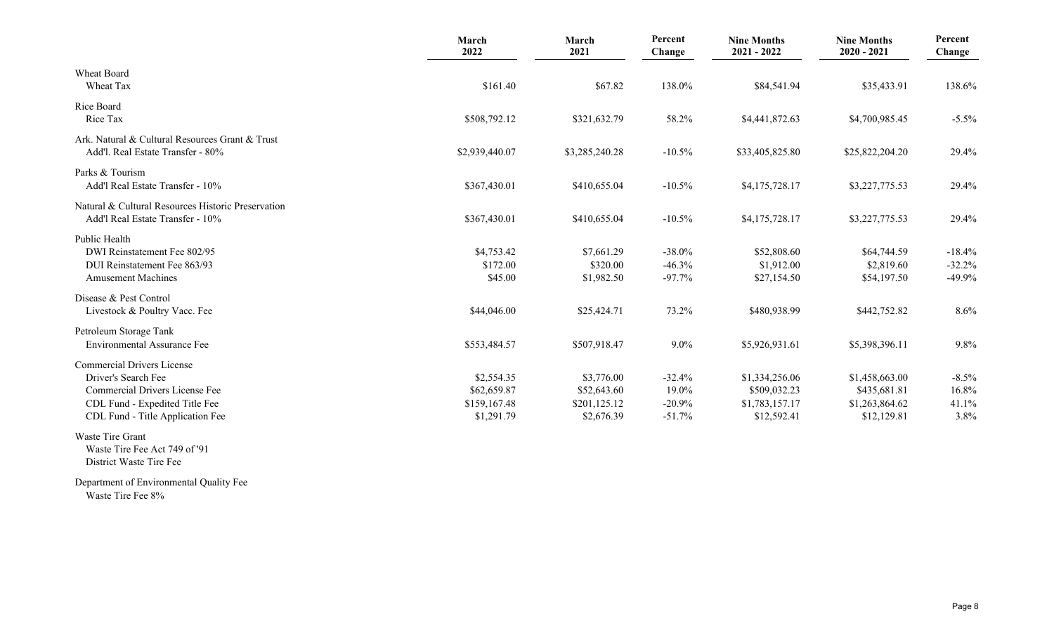| | March 2022 | March 2021 | Percent Change | Nine Months 2021 - 2022 | Nine Months 2020 - 2021 | Percent Change |
|---|---|---|---|---|---|---|
| **Wheat Board** | | | | | | |
| Wheat Tax | $161.40 | $67.82 | 138.0% | $84,541.94 | $35,433.91 | 138.6% |
| **Rice Board** | | | | | | |
| Rice Tax | $508,792.12 | $321,632.79 | 58.2% | $4,441,872.63 | $4,700,985.45 | -5.5% |
| **Ark. Natural & Cultural Resources Grant & Trust** | | | | | | |
| Add'l. Real Estate Transfer - 80% | $2,939,440.07 | $3,285,240.28 | -10.5% | $33,405,825.80 | $25,822,204.20 | 29.4% |
| **Parks & Tourism** | | | | | | |
| Add'l Real Estate Transfer - 10% | $367,430.01 | $410,655.04 | -10.5% | $4,175,728.17 | $3,227,775.53 | 29.4% |
| **Natural & Cultural Resources Historic Preservation** | | | | | | |
| Add'l Real Estate Transfer - 10% | $367,430.01 | $410,655.04 | -10.5% | $4,175,728.17 | $3,227,775.53 | 29.4% |
| **Public Health** | | | | | | |
| DWI Reinstatement Fee 802/95 | $4,753.42 | $7,661.29 | -38.0% | $52,808.60 | $64,744.59 | -18.4% |
| DUI Reinstatement Fee 863/93 | $172.00 | $320.00 | -46.3% | $1,912.00 | $2,819.60 | -32.2% |
| Amusement Machines | $45.00 | $1,982.50 | -97.7% | $27,154.50 | $54,197.50 | -49.9% |
| **Disease & Pest Control** | | | | | | |
| Livestock & Poultry Vacc. Fee | $44,046.00 | $25,424.71 | 73.2% | $480,938.99 | $442,752.82 | 8.6% |
| **Petroleum Storage Tank** | | | | | | |
| Environmental Assurance Fee | $553,484.57 | $507,918.47 | 9.0% | $5,926,931.61 | $5,398,396.11 | 9.8% |
| **Commercial Drivers License** | | | | | | |
| Driver's Search Fee | $2,554.35 | $3,776.00 | -32.4% | $1,334,256.06 | $1,458,663.00 | -8.5% |
| Commercial Drivers License Fee | $62,659.87 | $52,643.60 | 19.0% | $509,032.23 | $435,681.81 | 16.8% |
| CDL Fund - Expedited Title Fee | $159,167.48 | $201,125.12 | -20.9% | $1,783,157.17 | $1,263,864.62 | 41.1% |
| CDL Fund - Title Application Fee | $1,291.79 | $2,676.39 | -51.7% | $12,592.41 | $12,129.81 | 3.8% |
| **Waste Tire Grant** | | | | | | |
| Waste Tire Fee Act 749 of '91 | | | | | | |
| District Waste Tire Fee | | | | | | |
| **Department of Environmental Quality Fee** | | | | | | |
| Waste Tire Fee 8% | | | | | | |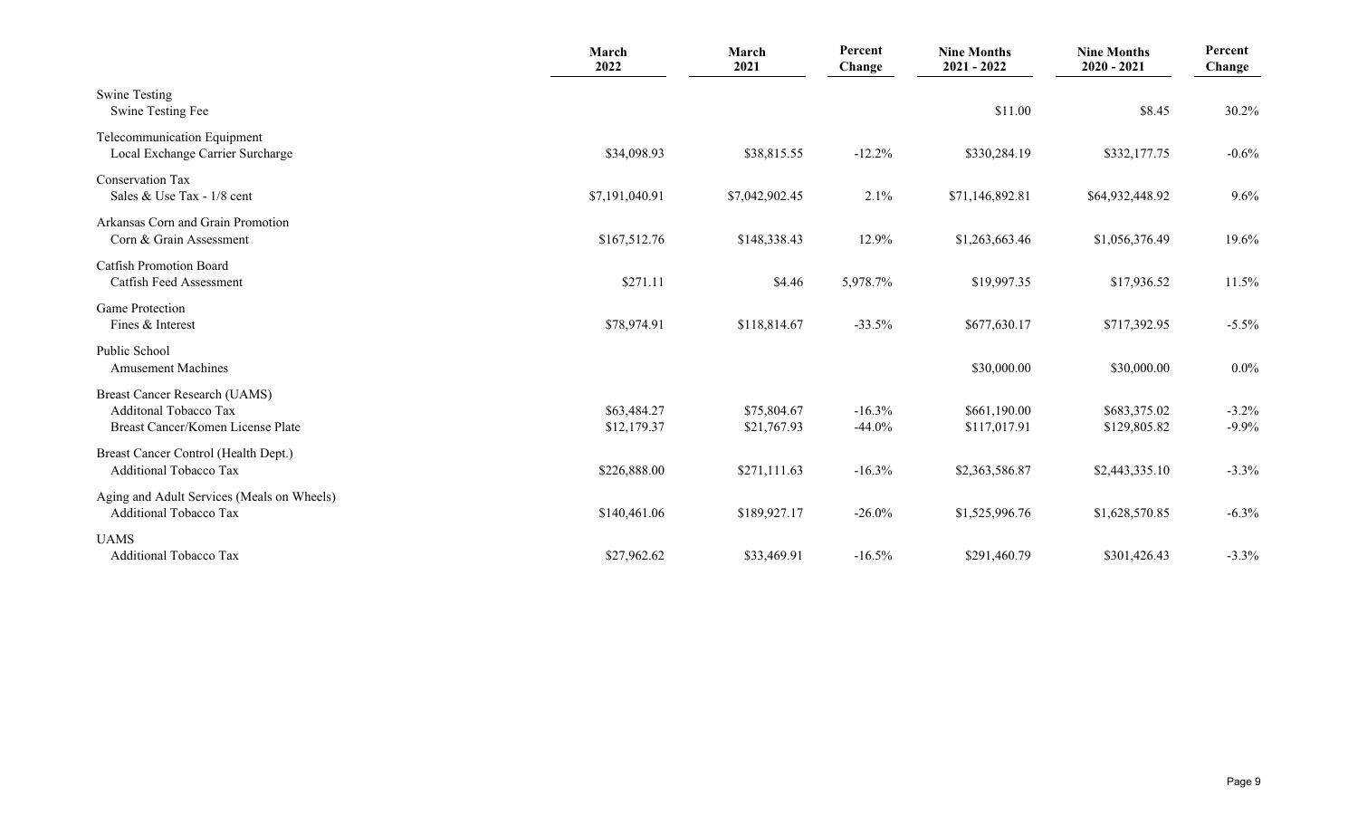| | March 2022 | March 2021 | Percent Change | Nine Months 2021 - 2022 | Nine Months 2020 - 2021 | Percent Change |
|---|---|---|---|---|---|---|
| Swine Testing | | | | | | |
| Swine Testing Fee | | | | $11.00 | $8.45 | 30.2% |
| Telecommunication Equipment | | | | | | |
| Local Exchange Carrier Surcharge | $34,098.93 | $38,815.55 | -12.2% | $330,284.19 | $332,177.75 | -0.6% |
| Conservation Tax | | | | | | |
| Sales & Use Tax - 1/8 cent | $7,191,040.91 | $7,042,902.45 | 2.1% | $71,146,892.81 | $64,932,448.92 | 9.6% |
| Arkansas Corn and Grain Promotion | | | | | | |
| Corn & Grain Assessment | $167,512.76 | $148,338.43 | 12.9% | $1,263,663.46 | $1,056,376.49 | 19.6% |
| Catfish Promotion Board | | | | | | |
| Catfish Feed Assessment | $271.11 | $4.46 | 5,978.7% | $19,997.35 | $17,936.52 | 11.5% |
| Game Protection | | | | | | |
| Fines & Interest | $78,974.91 | $118,814.67 | -33.5% | $677,630.17 | $717,392.95 | -5.5% |
| Public School | | | | | | |
| Amusement Machines | | | | $30,000.00 | $30,000.00 | 0.0% |
| Breast Cancer Research (UAMS) | | | | | | |
| Additonal Tobacco Tax | $63,484.27 | $75,804.67 | -16.3% | $661,190.00 | $683,375.02 | -3.2% |
| Breast Cancer/Komen License Plate | $12,179.37 | $21,767.93 | -44.0% | $117,017.91 | $129,805.82 | -9.9% |
| Breast Cancer Control (Health Dept.) | | | | | | |
| Additional Tobacco Tax | $226,888.00 | $271,111.63 | -16.3% | $2,363,586.87 | $2,443,335.10 | -3.3% |
| Aging and Adult Services (Meals on Wheels) | | | | | | |
| Additional Tobacco Tax | $140,461.06 | $189,927.17 | -26.0% | $1,525,996.76 | $1,628,570.85 | -6.3% |
| UAMS | | | | | | |
| Additional Tobacco Tax | $27,962.62 | $33,469.91 | -16.5% | $291,460.79 | $301,426.43 | -3.3% |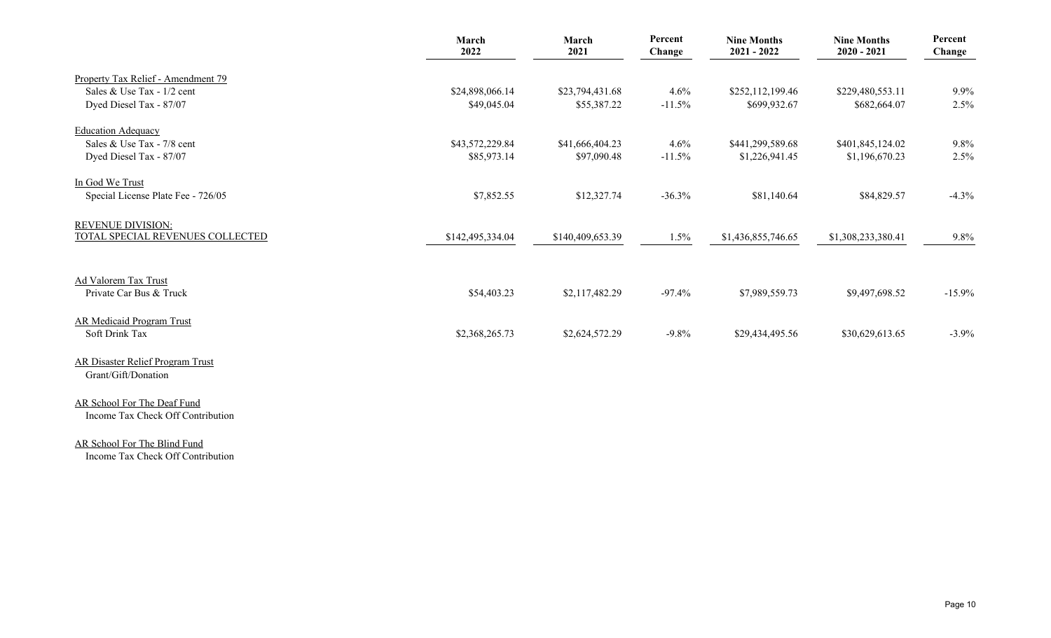| | March 2022 | March 2021 | Percent Change | Nine Months 2021 - 2022 | Nine Months 2020 - 2021 | Percent Change |
|---|---|---|---|---|---|---|
| Property Tax Relief - Amendment 79 | | | | | | |
| Sales & Use Tax - 1/2 cent | $24,898,066.14 | $23,794,431.68 | 4.6% | $252,112,199.46 | $229,480,553.11 | 9.9% |
| Dyed Diesel Tax - 87/07 | $49,045.04 | $55,387.22 | -11.5% | $699,932.67 | $682,664.07 | 2.5% |
| Education Adequacy | | | | | | |
| Sales & Use Tax - 7/8 cent | $43,572,229.84 | $41,666,404.23 | 4.6% | $441,299,589.68 | $401,845,124.02 | 9.8% |
| Dyed Diesel Tax - 87/07 | $85,973.14 | $97,090.48 | -11.5% | $1,226,941.45 | $1,196,670.23 | 2.5% |
| In God We Trust | | | | | | |
| Special License Plate Fee - 726/05 | $7,852.55 | $12,327.74 | -36.3% | $81,140.64 | $84,829.57 | -4.3% |
| REVENUE DIVISION: TOTAL SPECIAL REVENUES COLLECTED | $142,495,334.04 | $140,409,653.39 | 1.5% | $1,436,855,746.65 | $1,308,233,380.41 | 9.8% |
| Ad Valorem Tax Trust | | | | | | |
| Private Car Bus & Truck | $54,403.23 | $2,117,482.29 | -97.4% | $7,989,559.73 | $9,497,698.52 | -15.9% |
| AR Medicaid Program Trust | | | | | | |
| Soft Drink Tax | $2,368,265.73 | $2,624,572.29 | -9.8% | $29,434,495.56 | $30,629,613.65 | -3.9% |
| AR Disaster Relief Program Trust | | | | | | |
| Grant/Gift/Donation | | | | | | |
| AR School For The Deaf Fund | | | | | | |
| Income Tax Check Off Contribution | | | | | | |
| AR School For The Blind Fund | | | | | | |
| Income Tax Check Off Contribution | | | | | | |